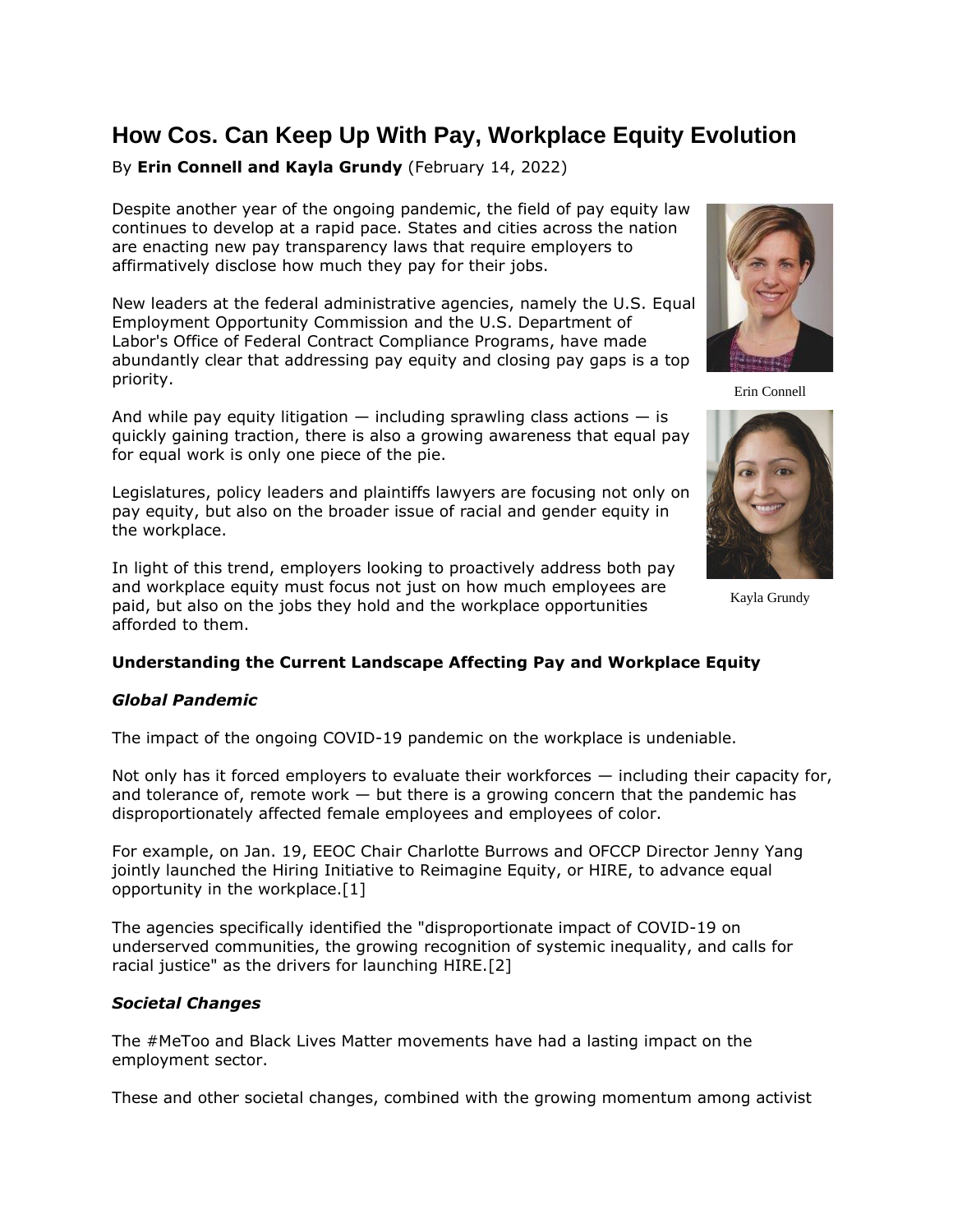# How Cos. Can Keep Up With Pay, Workplace Equity Evolution

By **Erin Connell and Kayla Grundy** (February 14, 2022)

Despite another year of the ongoing pandemic, the field of pay equity law continues to develop at a rapid pace. States and cities across the nation are enacting new pay transparency laws that require employers to affirmatively disclose how much they pay for their jobs.

New leaders at the federal administrative agencies, namely the U.S. Equal Employment Opportunity Commission and the U.S. Department of Labor's Office of Federal Contract Compliance Programs, have made abundantly clear that addressing pay equity and closing pay gaps is a top priority.

Erin Connell

And while pay equity litigation — including sprawling class actions — is quickly gaining traction, there is also a growing awareness that equal pay for equal work is only one piece of the pie.

Legislatures, policy leaders and plaintiffs lawyers are focusing not only on pay equity, but also on the broader issue of racial and gender equity in the workplace.

In light of this trend, employers looking to proactively address both pay and workplace equity must focus not just on how much employees are paid, but also on the jobs they hold and the workplace opportunities afforded to them.

Kayla Grundy

**Understanding the Current Landscape Affecting Pay and Workplace Equity**

***Global Pandemic***

The impact of the ongoing COVID-19 pandemic on the workplace is undeniable.

Not only has it forced employers to evaluate their workforces — including their capacity for, and tolerance of, remote work — but there is a growing concern that the pandemic has disproportionately affected female employees and employees of color.

For example, on Jan. 19, EEOC Chair Charlotte Burrows and OFCCP Director Jenny Yang jointly launched the Hiring Initiative to Reimagine Equity, or HIRE, to advance equal opportunity in the workplace.[1]

The agencies specifically identified the "disproportionate impact of COVID-19 on underserved communities, the growing recognition of systemic inequality, and calls for racial justice" as the drivers for launching HIRE.[2]

***Societal Changes***

The #MeToo and Black Lives Matter movements have had a lasting impact on the employment sector.

These and other societal changes, combined with the growing momentum among activist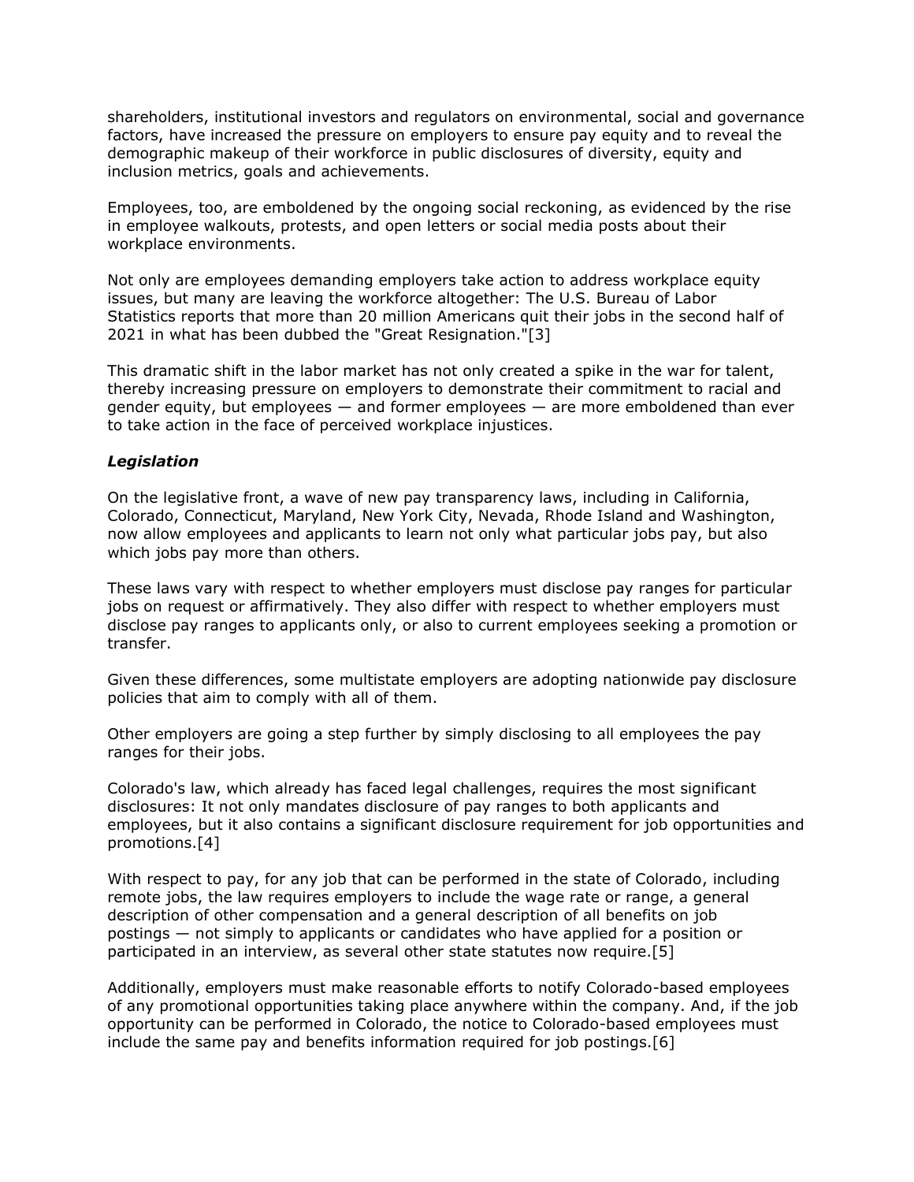shareholders, institutional investors and regulators on environmental, social and governance factors, have increased the pressure on employers to ensure pay equity and to reveal the demographic makeup of their workforce in public disclosures of diversity, equity and inclusion metrics, goals and achievements.

Employees, too, are emboldened by the ongoing social reckoning, as evidenced by the rise in employee walkouts, protests, and open letters or social media posts about their workplace environments.

Not only are employees demanding employers take action to address workplace equity issues, but many are leaving the workforce altogether: The U.S. Bureau of Labor Statistics reports that more than 20 million Americans quit their jobs in the second half of 2021 in what has been dubbed the "Great Resignation."[3]

This dramatic shift in the labor market has not only created a spike in the war for talent, thereby increasing pressure on employers to demonstrate their commitment to racial and gender equity, but employees — and former employees — are more emboldened than ever to take action in the face of perceived workplace injustices.

***Legislation***

On the legislative front, a wave of new pay transparency laws, including in California, Colorado, Connecticut, Maryland, New York City, Nevada, Rhode Island and Washington, now allow employees and applicants to learn not only what particular jobs pay, but also which jobs pay more than others.

These laws vary with respect to whether employers must disclose pay ranges for particular jobs on request or affirmatively. They also differ with respect to whether employers must disclose pay ranges to applicants only, or also to current employees seeking a promotion or transfer.

Given these differences, some multistate employers are adopting nationwide pay disclosure policies that aim to comply with all of them.

Other employers are going a step further by simply disclosing to all employees the pay ranges for their jobs.

Colorado's law, which already has faced legal challenges, requires the most significant disclosures: It not only mandates disclosure of pay ranges to both applicants and employees, but it also contains a significant disclosure requirement for job opportunities and promotions.[4]

With respect to pay, for any job that can be performed in the state of Colorado, including remote jobs, the law requires employers to include the wage rate or range, a general description of other compensation and a general description of all benefits on job postings — not simply to applicants or candidates who have applied for a position or participated in an interview, as several other state statutes now require.[5]

Additionally, employers must make reasonable efforts to notify Colorado-based employees of any promotional opportunities taking place anywhere within the company. And, if the job opportunity can be performed in Colorado, the notice to Colorado-based employees must include the same pay and benefits information required for job postings.[6]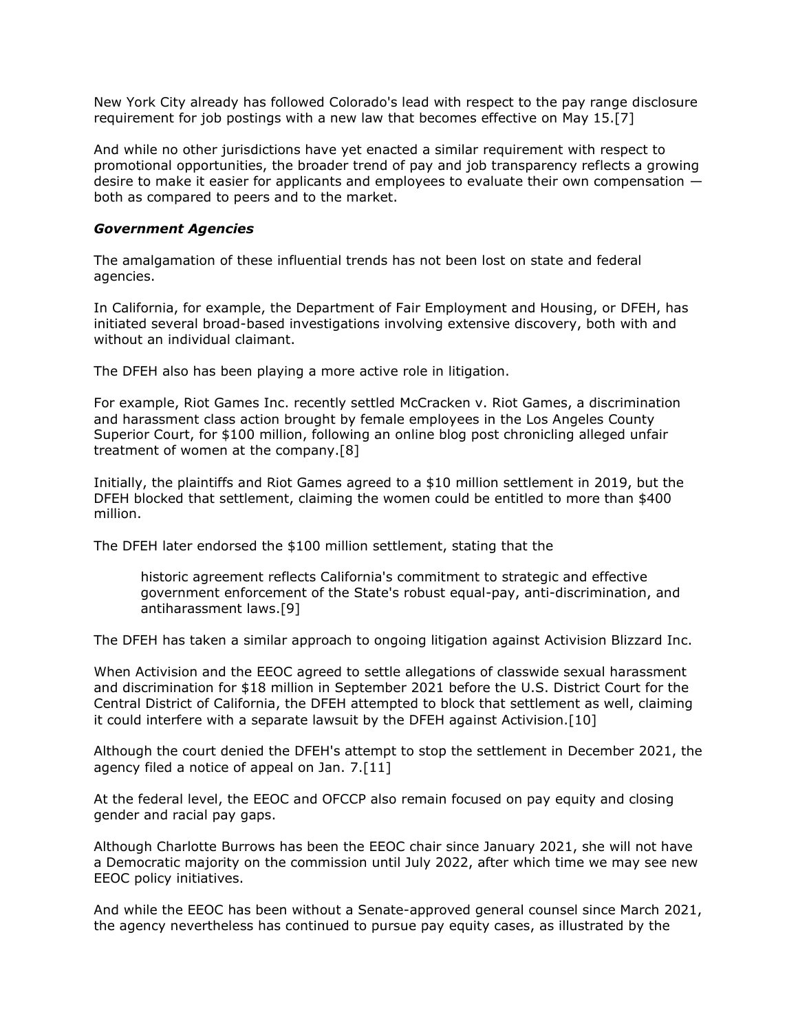New York City already has followed Colorado's lead with respect to the pay range disclosure requirement for job postings with a new law that becomes effective on May 15.[7]

And while no other jurisdictions have yet enacted a similar requirement with respect to promotional opportunities, the broader trend of pay and job transparency reflects a growing desire to make it easier for applicants and employees to evaluate their own compensation — both as compared to peers and to the market.

***Government Agencies***

The amalgamation of these influential trends has not been lost on state and federal agencies.

In California, for example, the Department of Fair Employment and Housing, or DFEH, has initiated several broad-based investigations involving extensive discovery, both with and without an individual claimant.

The DFEH also has been playing a more active role in litigation.

For example, Riot Games Inc. recently settled McCracken v. Riot Games, a discrimination and harassment class action brought by female employees in the Los Angeles County Superior Court, for $100 million, following an online blog post chronicling alleged unfair treatment of women at the company.[8]

Initially, the plaintiffs and Riot Games agreed to a $10 million settlement in 2019, but the DFEH blocked that settlement, claiming the women could be entitled to more than $400 million.

The DFEH later endorsed the $100 million settlement, stating that the

> historic agreement reflects California's commitment to strategic and effective government enforcement of the State's robust equal-pay, anti-discrimination, and antiharassment laws.[9]

The DFEH has taken a similar approach to ongoing litigation against Activision Blizzard Inc.

When Activision and the EEOC agreed to settle allegations of classwide sexual harassment and discrimination for $18 million in September 2021 before the U.S. District Court for the Central District of California, the DFEH attempted to block that settlement as well, claiming it could interfere with a separate lawsuit by the DFEH against Activision.[10]

Although the court denied the DFEH's attempt to stop the settlement in December 2021, the agency filed a notice of appeal on Jan. 7.[11]

At the federal level, the EEOC and OFCCP also remain focused on pay equity and closing gender and racial pay gaps.

Although Charlotte Burrows has been the EEOC chair since January 2021, she will not have a Democratic majority on the commission until July 2022, after which time we may see new EEOC policy initiatives.

And while the EEOC has been without a Senate-approved general counsel since March 2021, the agency nevertheless has continued to pursue pay equity cases, as illustrated by the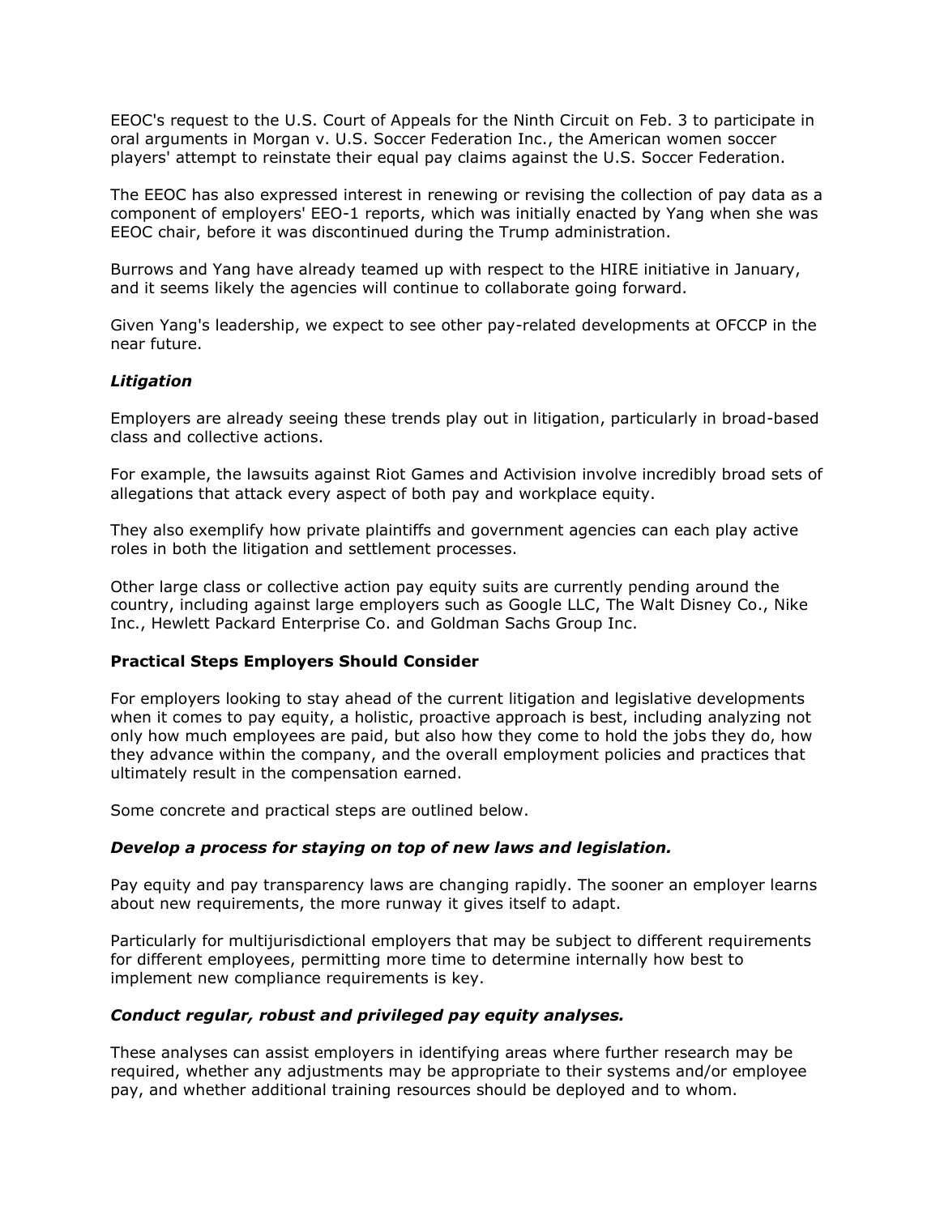EEOC's request to the U.S. Court of Appeals for the Ninth Circuit on Feb. 3 to participate in oral arguments in Morgan v. U.S. Soccer Federation Inc., the American women soccer players' attempt to reinstate their equal pay claims against the U.S. Soccer Federation.

The EEOC has also expressed interest in renewing or revising the collection of pay data as a component of employers' EEO-1 reports, which was initially enacted by Yang when she was EEOC chair, before it was discontinued during the Trump administration.

Burrows and Yang have already teamed up with respect to the HIRE initiative in January, and it seems likely the agencies will continue to collaborate going forward.

Given Yang's leadership, we expect to see other pay-related developments at OFCCP in the near future.

### *Litigation*

Employers are already seeing these trends play out in litigation, particularly in broad-based class and collective actions.

For example, the lawsuits against Riot Games and Activision involve incredibly broad sets of allegations that attack every aspect of both pay and workplace equity.

They also exemplify how private plaintiffs and government agencies can each play active roles in both the litigation and settlement processes.

Other large class or collective action pay equity suits are currently pending around the country, including against large employers such as Google LLC, The Walt Disney Co., Nike Inc., Hewlett Packard Enterprise Co. and Goldman Sachs Group Inc.

## Practical Steps Employers Should Consider

For employers looking to stay ahead of the current litigation and legislative developments when it comes to pay equity, a holistic, proactive approach is best, including analyzing not only how much employees are paid, but also how they come to hold the jobs they do, how they advance within the company, and the overall employment policies and practices that ultimately result in the compensation earned.

Some concrete and practical steps are outlined below.

### *Develop a process for staying on top of new laws and legislation.*

Pay equity and pay transparency laws are changing rapidly. The sooner an employer learns about new requirements, the more runway it gives itself to adapt.

Particularly for multijurisdictional employers that may be subject to different requirements for different employees, permitting more time to determine internally how best to implement new compliance requirements is key.

### *Conduct regular, robust and privileged pay equity analyses.*

These analyses can assist employers in identifying areas where further research may be required, whether any adjustments may be appropriate to their systems and/or employee pay, and whether additional training resources should be deployed and to whom.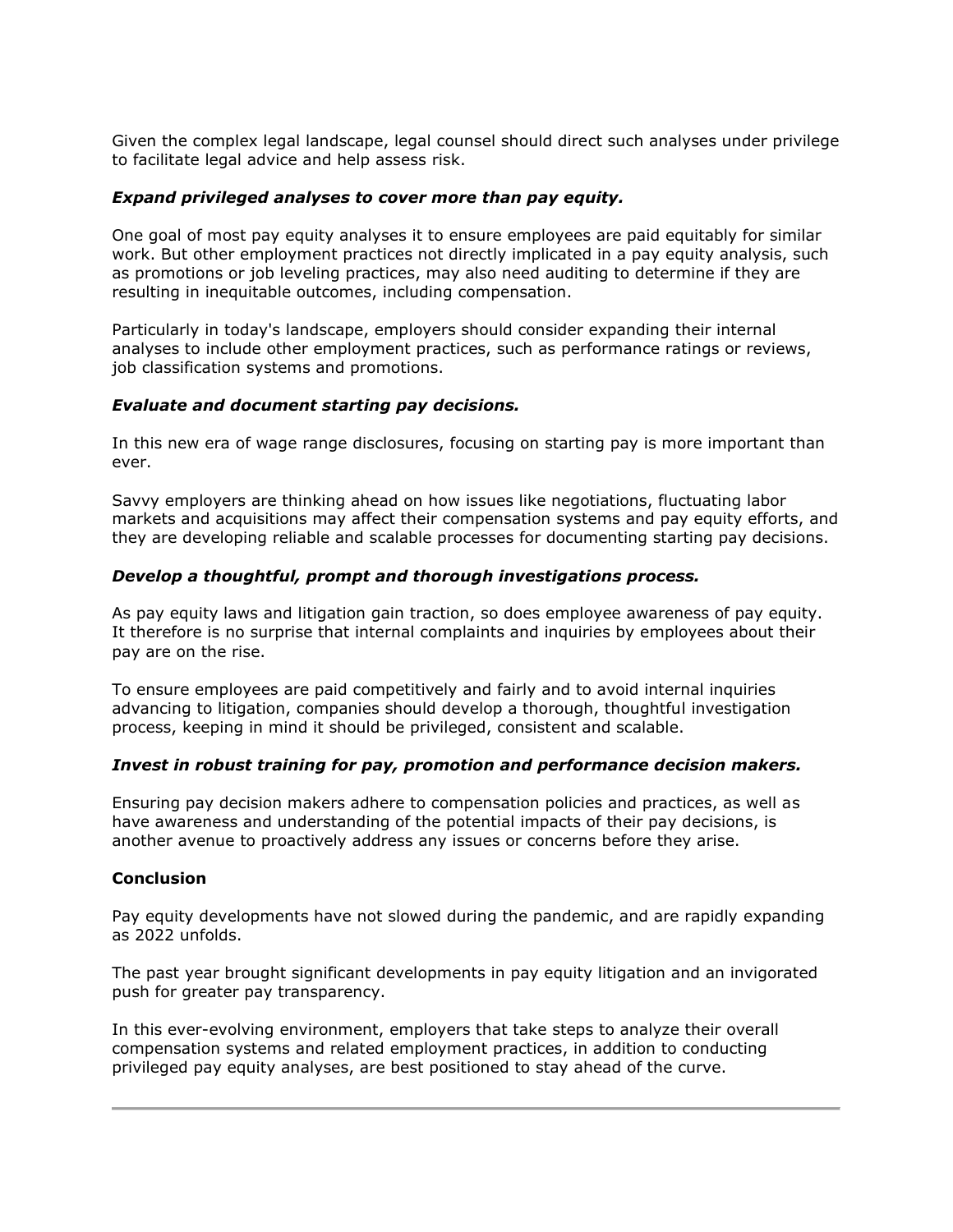Given the complex legal landscape, legal counsel should direct such analyses under privilege to facilitate legal advice and help assess risk.

***Expand privileged analyses to cover more than pay equity.***

One goal of most pay equity analyses it to ensure employees are paid equitably for similar work. But other employment practices not directly implicated in a pay equity analysis, such as promotions or job leveling practices, may also need auditing to determine if they are resulting in inequitable outcomes, including compensation.

Particularly in today's landscape, employers should consider expanding their internal analyses to include other employment practices, such as performance ratings or reviews, job classification systems and promotions.

***Evaluate and document starting pay decisions.***

In this new era of wage range disclosures, focusing on starting pay is more important than ever.

Savvy employers are thinking ahead on how issues like negotiations, fluctuating labor markets and acquisitions may affect their compensation systems and pay equity efforts, and they are developing reliable and scalable processes for documenting starting pay decisions.

***Develop a thoughtful, prompt and thorough investigations process.***

As pay equity laws and litigation gain traction, so does employee awareness of pay equity. It therefore is no surprise that internal complaints and inquiries by employees about their pay are on the rise.

To ensure employees are paid competitively and fairly and to avoid internal inquiries advancing to litigation, companies should develop a thorough, thoughtful investigation process, keeping in mind it should be privileged, consistent and scalable.

***Invest in robust training for pay, promotion and performance decision makers.***

Ensuring pay decision makers adhere to compensation policies and practices, as well as have awareness and understanding of the potential impacts of their pay decisions, is another avenue to proactively address any issues or concerns before they arise.

**Conclusion**

Pay equity developments have not slowed during the pandemic, and are rapidly expanding as 2022 unfolds.

The past year brought significant developments in pay equity litigation and an invigorated push for greater pay transparency.

In this ever-evolving environment, employers that take steps to analyze their overall compensation systems and related employment practices, in addition to conducting privileged pay equity analyses, are best positioned to stay ahead of the curve.

---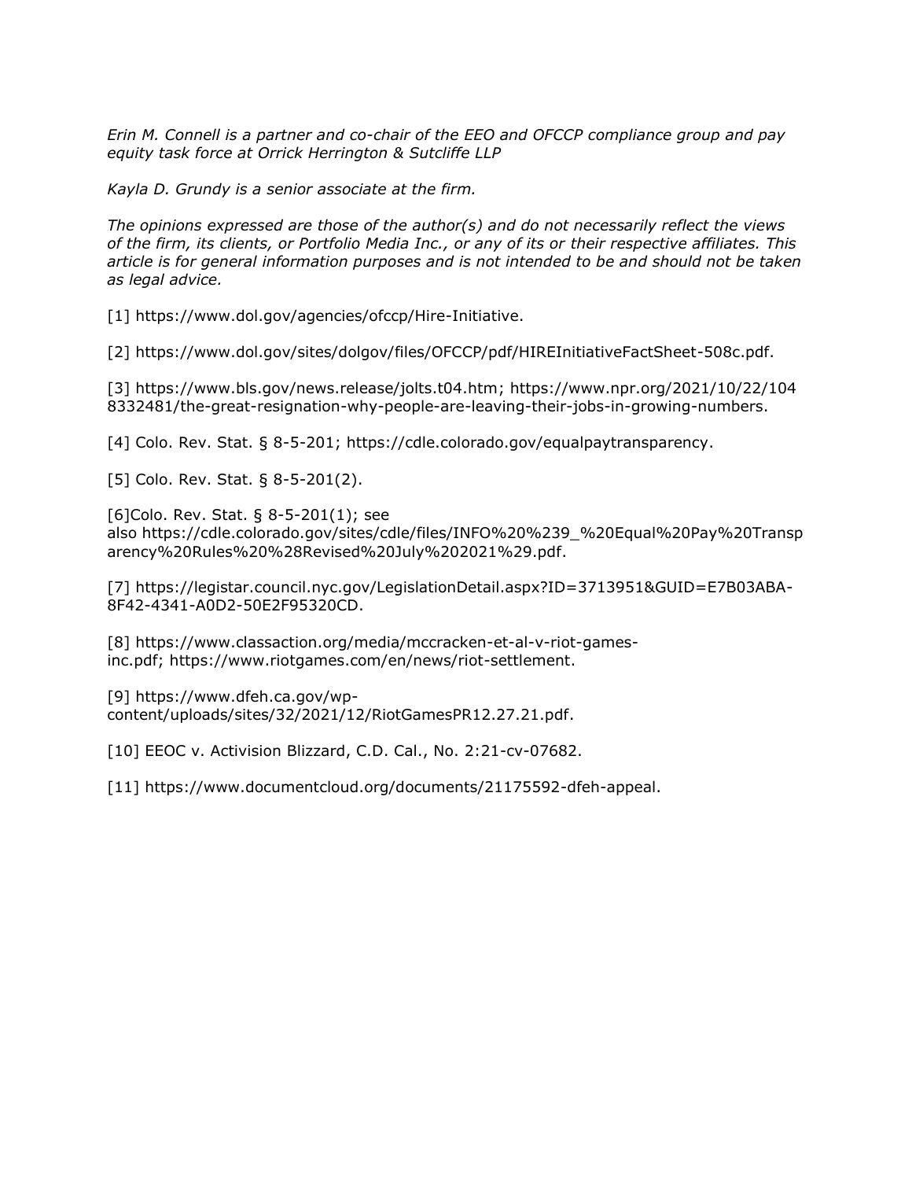*Erin M. Connell is a partner and co-chair of the EEO and OFCCP compliance group and pay equity task force at Orrick Herrington & Sutcliffe LLP*

*Kayla D. Grundy is a senior associate at the firm.*

*The opinions expressed are those of the author(s) and do not necessarily reflect the views of the firm, its clients, or Portfolio Media Inc., or any of its or their respective affiliates. This article is for general information purposes and is not intended to be and should not be taken as legal advice.*

[1] https://www.dol.gov/agencies/ofccp/Hire-Initiative.

[2] https://www.dol.gov/sites/dolgov/files/OFCCP/pdf/HIREInitiativeFactSheet-508c.pdf.

[3] https://www.bls.gov/news.release/jolts.t04.htm; https://www.npr.org/2021/10/22/1048332481/the-great-resignation-why-people-are-leaving-their-jobs-in-growing-numbers.

[4] Colo. Rev. Stat. § 8-5-201; https://cdle.colorado.gov/equalpaytransparency.

[5] Colo. Rev. Stat. § 8-5-201(2).

[6]Colo. Rev. Stat. § 8-5-201(1); see also https://cdle.colorado.gov/sites/cdle/files/INFO%20%239_%20Equal%20Pay%20Transparency%20Rules%20%28Revised%20July%202021%29.pdf.

[7] https://legistar.council.nyc.gov/LegislationDetail.aspx?ID=3713951&GUID=E7B03ABA-8F42-4341-A0D2-50E2F95320CD.

[8] https://www.classaction.org/media/mccracken-et-al-v-riot-games-inc.pdf; https://www.riotgames.com/en/news/riot-settlement.

[9] https://www.dfeh.ca.gov/wp-content/uploads/sites/32/2021/12/RiotGamesPR12.27.21.pdf.

[10] EEOC v. Activision Blizzard, C.D. Cal., No. 2:21-cv-07682.

[11] https://www.documentcloud.org/documents/21175592-dfeh-appeal.